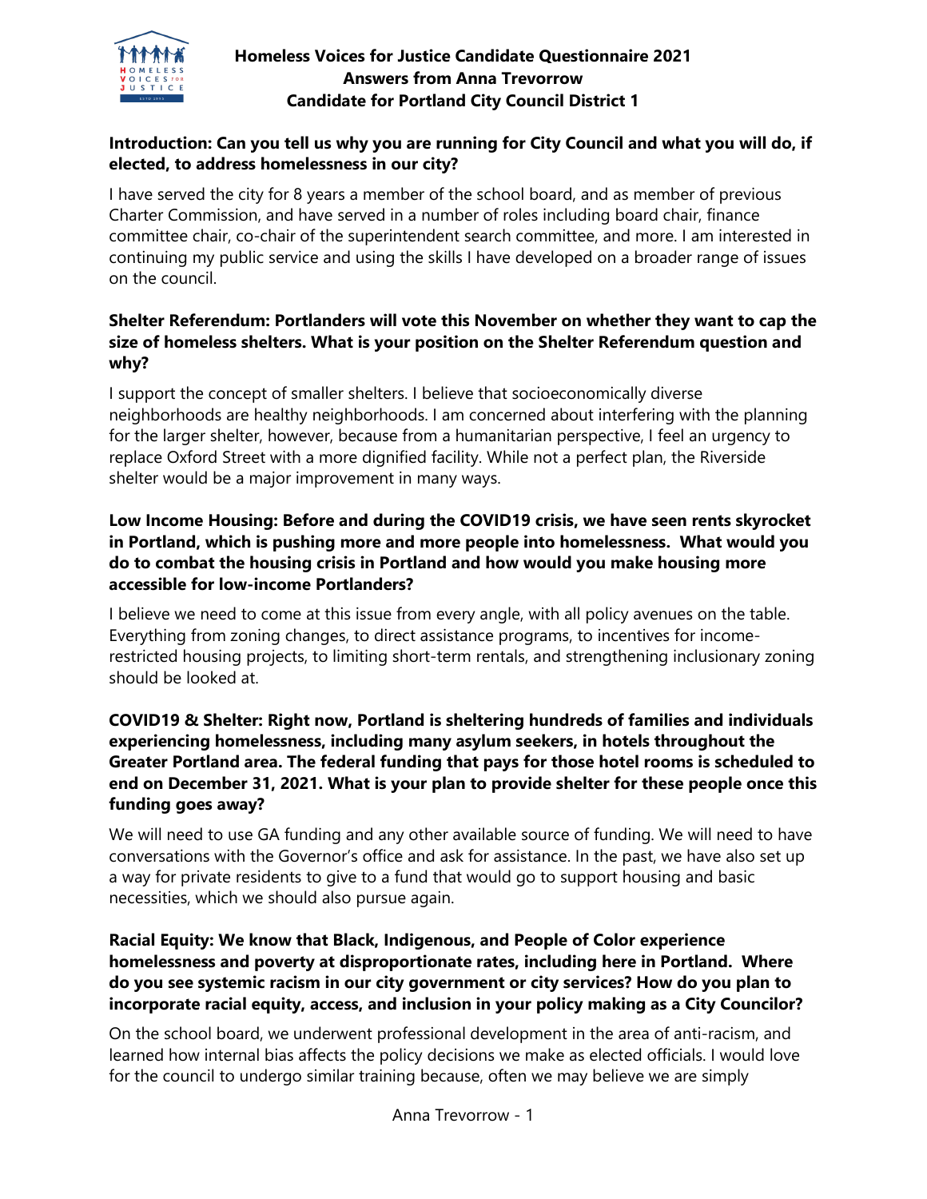# Homeless Voices for Justice Candidate Questionnaire 2021
## Answers from Anna Trevorrow
## Candidate for Portland City Council District 1

**Introduction: Can you tell us why you are running for City Council and what you will do, if elected, to address homelessness in our city?**

I have served the city for 8 years a member of the school board, and as member of previous Charter Commission, and have served in a number of roles including board chair, finance committee chair, co-chair of the superintendent search committee, and more. I am interested in continuing my public service and using the skills I have developed on a broader range of issues on the council.

**Shelter Referendum: Portlanders will vote this November on whether they want to cap the size of homeless shelters. What is your position on the Shelter Referendum question and why?**

I support the concept of smaller shelters. I believe that socioeconomically diverse neighborhoods are healthy neighborhoods. I am concerned about interfering with the planning for the larger shelter, however, because from a humanitarian perspective, I feel an urgency to replace Oxford Street with a more dignified facility. While not a perfect plan, the Riverside shelter would be a major improvement in many ways.

**Low Income Housing: Before and during the COVID19 crisis, we have seen rents skyrocket in Portland, which is pushing more and more people into homelessness. What would you do to combat the housing crisis in Portland and how would you make housing more accessible for low-income Portlanders?**

I believe we need to come at this issue from every angle, with all policy avenues on the table. Everything from zoning changes, to direct assistance programs, to incentives for income-restricted housing projects, to limiting short-term rentals, and strengthening inclusionary zoning should be looked at.

**COVID19 & Shelter: Right now, Portland is sheltering hundreds of families and individuals experiencing homelessness, including many asylum seekers, in hotels throughout the Greater Portland area. The federal funding that pays for those hotel rooms is scheduled to end on December 31, 2021. What is your plan to provide shelter for these people once this funding goes away?**

We will need to use GA funding and any other available source of funding. We will need to have conversations with the Governor's office and ask for assistance. In the past, we have also set up a way for private residents to give to a fund that would go to support housing and basic necessities, which we should also pursue again.

**Racial Equity: We know that Black, Indigenous, and People of Color experience homelessness and poverty at disproportionate rates, including here in Portland. Where do you see systemic racism in our city government or city services? How do you plan to incorporate racial equity, access, and inclusion in your policy making as a City Councilor?**

On the school board, we underwent professional development in the area of anti-racism, and learned how internal bias affects the policy decisions we make as elected officials. I would love for the council to undergo similar training because, often we may believe we are simply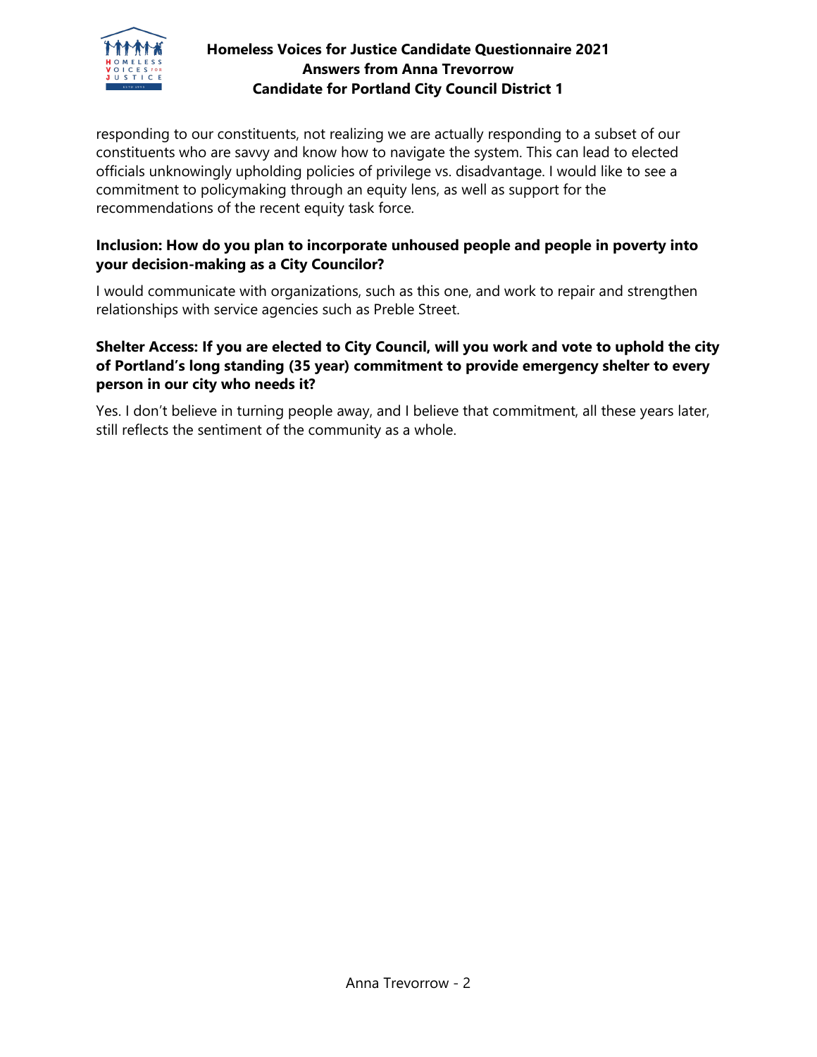responding to our constituents, not realizing we are actually responding to a subset of our constituents who are savvy and know how to navigate the system. This can lead to elected officials unknowingly upholding policies of privilege vs. disadvantage. I would like to see a commitment to policymaking through an equity lens, as well as support for the recommendations of the recent equity task force.

**Inclusion: How do you plan to incorporate unhoused people and people in poverty into your decision-making as a City Councilor?**

I would communicate with organizations, such as this one, and work to repair and strengthen relationships with service agencies such as Preble Street.

**Shelter Access: If you are elected to City Council, will you work and vote to uphold the city of Portland's long standing (35 year) commitment to provide emergency shelter to every person in our city who needs it?**

Yes. I don't believe in turning people away, and I believe that commitment, all these years later, still reflects the sentiment of the community as a whole.